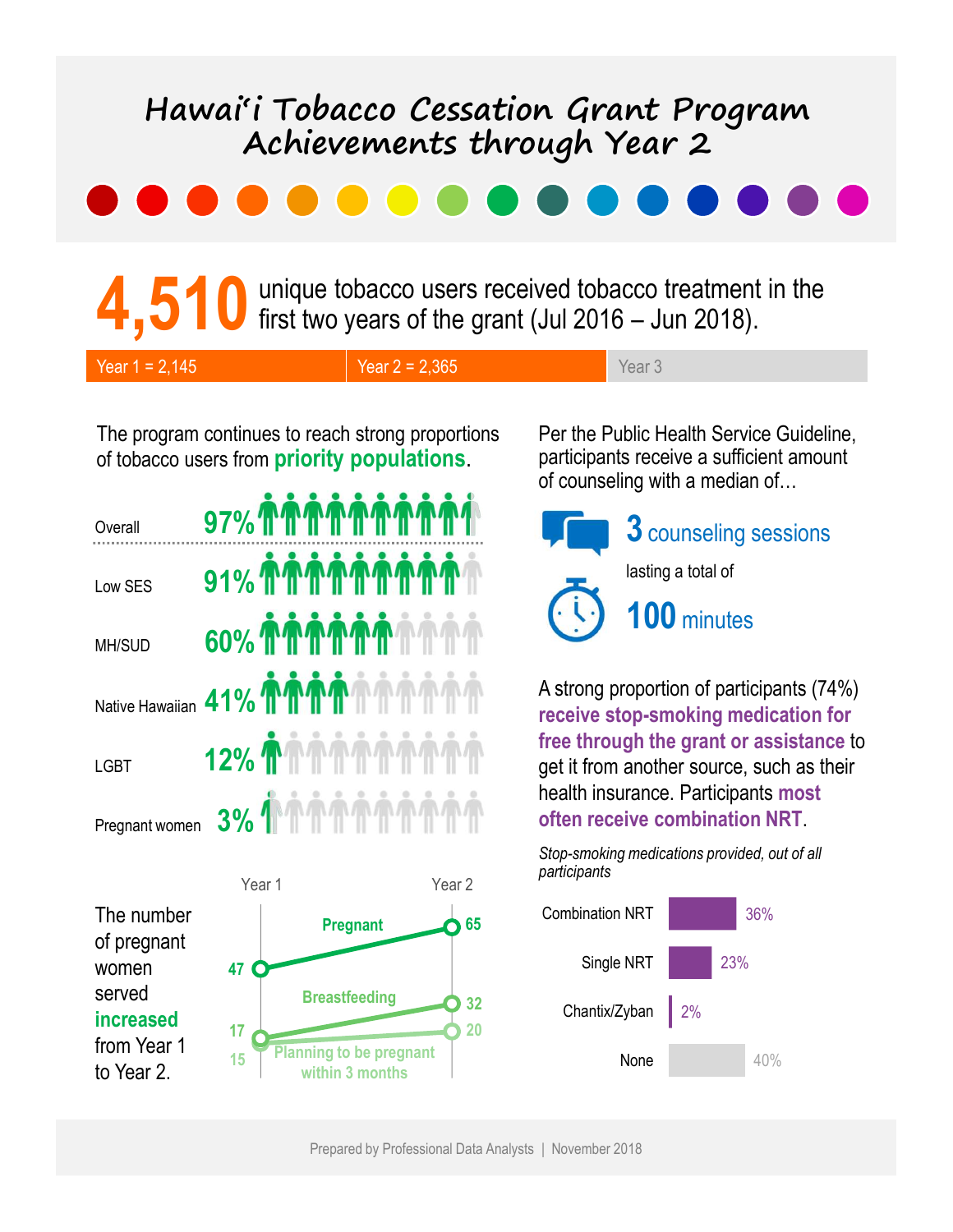# Hawaiʻi Tobacco Cessation Grant Program Achievements through Year 2

**4,510** unique tobacco users received tobacco treatment in the first two years of the grant (Jul 2016 – Jun 2018).

| Year 1 = 2,145 | Year 2 = 2,365 | Year 3 |
|---|---|---|

The program continues to reach strong proportions of tobacco users from **priority populations**.

| Population | Percent |
|---|---|
| Overall | 97% |
| Low SES | 91% |
| MH/SUD | 60% |
| Native Hawaiian | 41% |
| LGBT | 12% |
| Pregnant women | 3% |

The number of pregnant women served **increased** from Year 1 to Year 2.

| | Year 1 | Year 2 |
|---|---|---|
| Pregnant | 47 | 65 |
| Breastfeeding | 17 | 32 |
| Planning to be pregnant within 3 months | 15 | 20 |

Per the Public Health Service Guideline, participants receive a sufficient amount of counseling with a median of…

**3** counseling sessions

lasting a total of

**100** minutes

A strong proportion of participants (74%) **receive stop-smoking medication for free through the grant or assistance** to get it from another source, such as their health insurance. Participants **most often receive combination NRT**.

*Stop-smoking medications provided, out of all participants*

| Medication | Percent |
|---|---|
| Combination NRT | 36% |
| Single NRT | 23% |
| Chantix/Zyban | 2% |
| None | 40% |

Prepared by Professional Data Analysts | November 2018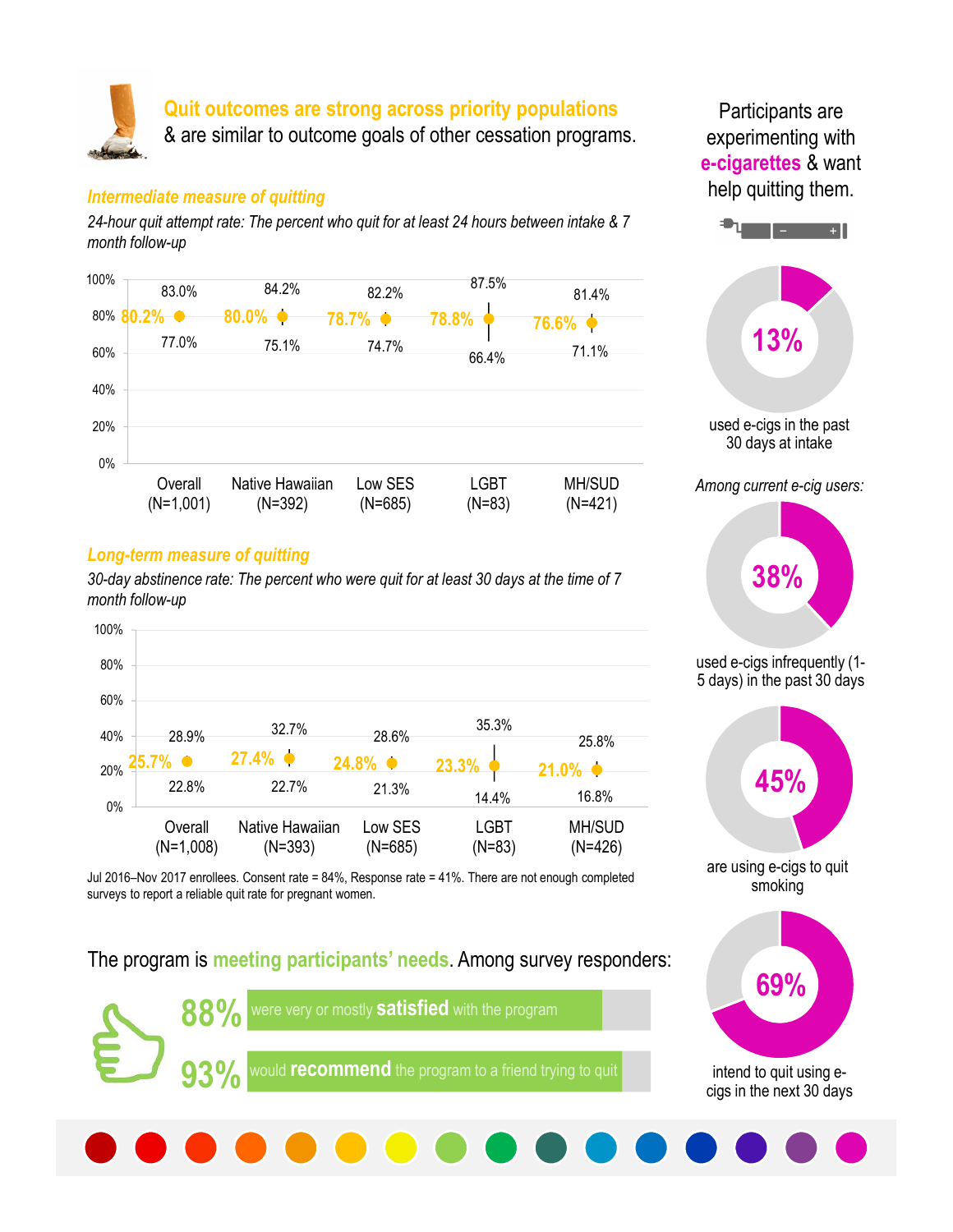## Quit outcomes are strong across priority populations & are similar to outcome goals of other cessation programs.

### *Intermediate measure of quitting*

*24-hour quit attempt rate: The percent who quit for at least 24 hours between intake & 7 month follow-up*

| Group | Rate | Lower | Upper |
|---|---|---|---|
| Overall (N=1,001) | 80.2% | 77.0% | 83.0% |
| Native Hawaiian (N=392) | 80.0% | 75.1% | 84.2% |
| Low SES (N=685) | 78.7% | 74.7% | 82.2% |
| LGBT (N=83) | 78.8% | 66.4% | 87.5% |
| MH/SUD (N=421) | 76.6% | 71.1% | 81.4% |

### *Long-term measure of quitting*

*30-day abstinence rate: The percent who were quit for at least 30 days at the time of 7 month follow-up*

| Group | Rate | Lower | Upper |
|---|---|---|---|
| Overall (N=1,008) | 25.7% | 22.8% | 28.9% |
| Native Hawaiian (N=393) | 27.4% | 22.7% | 32.7% |
| Low SES (N=685) | 24.8% | 21.3% | 28.6% |
| LGBT (N=83) | 23.3% | 14.4% | 35.3% |
| MH/SUD (N=426) | 21.0% | 16.8% | 25.8% |

Jul 2016–Nov 2017 enrollees. Consent rate = 84%, Response rate = 41%. There are not enough completed surveys to report a reliable quit rate for pregnant women.

## The program is meeting participants' needs. Among survey responders:

- **88%** were very or mostly **satisfied** with the program
- **93%** would **recommend** the program to a friend trying to quit

## Participants are experimenting with e-cigarettes & want help quitting them.

- **13%** used e-cigs in the past 30 days at intake

*Among current e-cig users:*

- **38%** used e-cigs infrequently (1-5 days) in the past 30 days
- **45%** are using e-cigs to quit smoking
- **69%** intend to quit using e-cigs in the next 30 days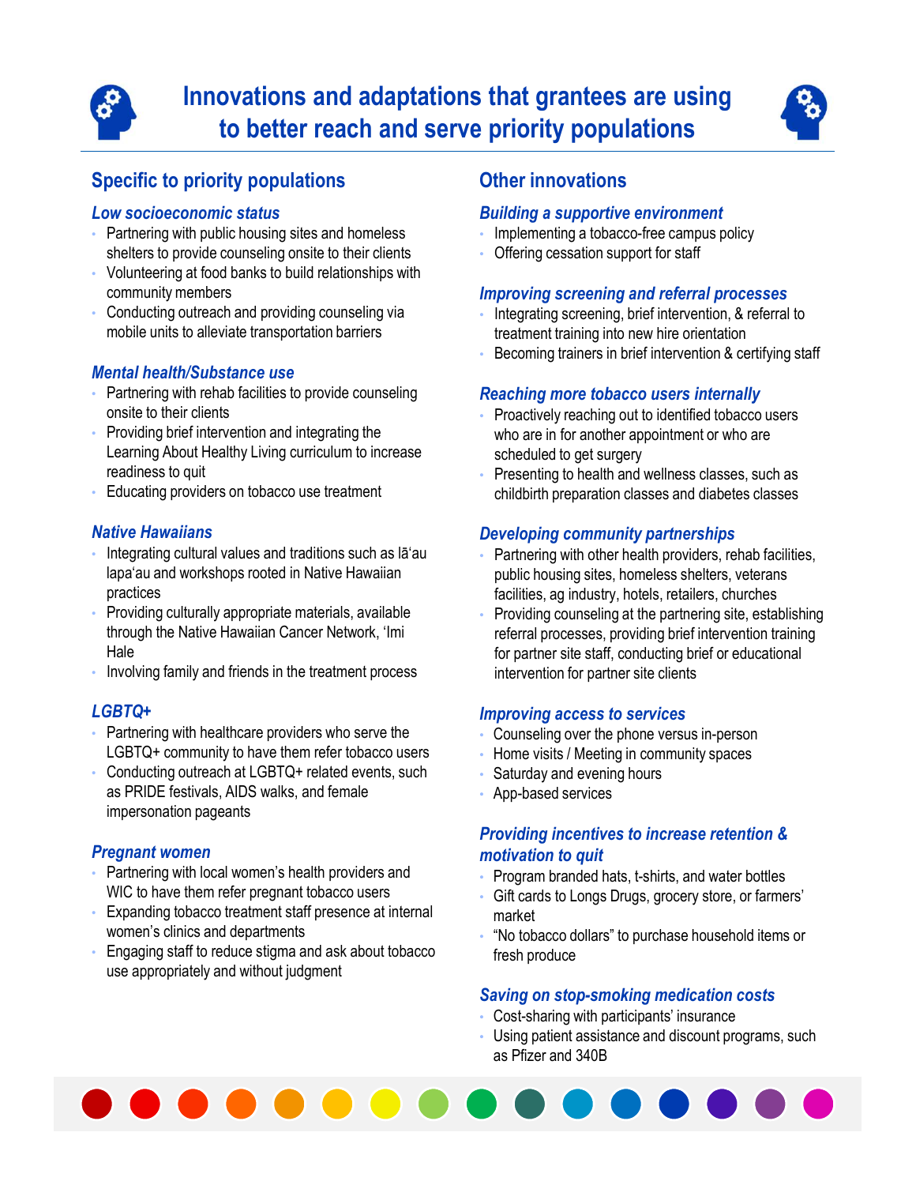# Innovations and adaptations that grantees are using to better reach and serve priority populations

## Specific to priority populations

### *Low socioeconomic status*

- Partnering with public housing sites and homeless shelters to provide counseling onsite to their clients
- Volunteering at food banks to build relationships with community members
- Conducting outreach and providing counseling via mobile units to alleviate transportation barriers

### *Mental health/Substance use*

- Partnering with rehab facilities to provide counseling onsite to their clients
- Providing brief intervention and integrating the Learning About Healthy Living curriculum to increase readiness to quit
- Educating providers on tobacco use treatment

### *Native Hawaiians*

- Integrating cultural values and traditions such as lāʻau lapaʻau and workshops rooted in Native Hawaiian practices
- Providing culturally appropriate materials, available through the Native Hawaiian Cancer Network, ʻImi Hale
- Involving family and friends in the treatment process

### *LGBTQ+*

- Partnering with healthcare providers who serve the LGBTQ+ community to have them refer tobacco users
- Conducting outreach at LGBTQ+ related events, such as PRIDE festivals, AIDS walks, and female impersonation pageants

### *Pregnant women*

- Partnering with local women's health providers and WIC to have them refer pregnant tobacco users
- Expanding tobacco treatment staff presence at internal women's clinics and departments
- Engaging staff to reduce stigma and ask about tobacco use appropriately and without judgment

## Other innovations

### *Building a supportive environment*

- Implementing a tobacco-free campus policy
- Offering cessation support for staff

### *Improving screening and referral processes*

- Integrating screening, brief intervention, & referral to treatment training into new hire orientation
- Becoming trainers in brief intervention & certifying staff

### *Reaching more tobacco users internally*

- Proactively reaching out to identified tobacco users who are in for another appointment or who are scheduled to get surgery
- Presenting to health and wellness classes, such as childbirth preparation classes and diabetes classes

### *Developing community partnerships*

- Partnering with other health providers, rehab facilities, public housing sites, homeless shelters, veterans facilities, ag industry, hotels, retailers, churches
- Providing counseling at the partnering site, establishing referral processes, providing brief intervention training for partner site staff, conducting brief or educational intervention for partner site clients

### *Improving access to services*

- Counseling over the phone versus in-person
- Home visits / Meeting in community spaces
- Saturday and evening hours
- App-based services

### *Providing incentives to increase retention & motivation to quit*

- Program branded hats, t-shirts, and water bottles
- Gift cards to Longs Drugs, grocery store, or farmers' market
- "No tobacco dollars" to purchase household items or fresh produce

### *Saving on stop-smoking medication costs*

- Cost-sharing with participants' insurance
- Using patient assistance and discount programs, such as Pfizer and 340B